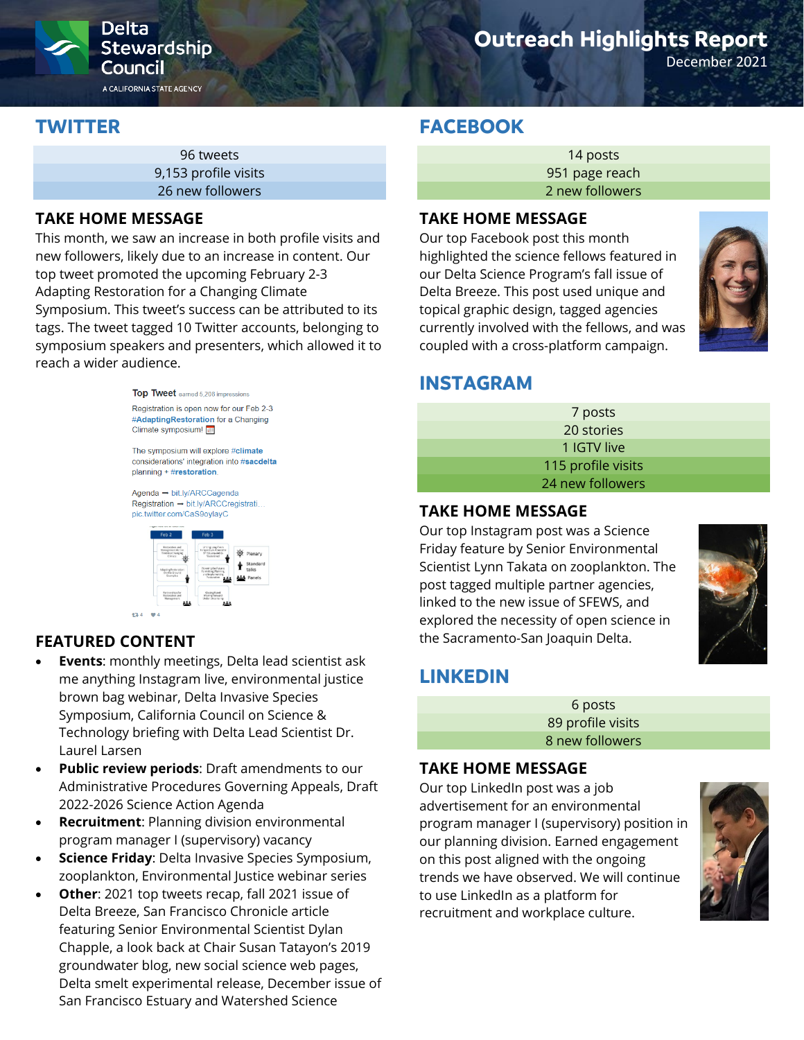Delta Stewardship Council

A CALIFORNIA STATE AGENCY

# Outreach Highlights Report

December 2021

## TWITTER

| 96 tweets |
| --- |
| 9,153 profile visits |
| 26 new followers |

### TAKE HOME MESSAGE

This month, we saw an increase in both profile visits and new followers, likely due to an increase in content. Our top tweet promoted the upcoming February 2-3 Adapting Restoration for a Changing Climate Symposium. This tweet's success can be attributed to its tags. The tweet tagged 10 Twitter accounts, belonging to symposium speakers and presenters, which allowed it to reach a wider audience.

**Top Tweet** earned 5,208 impressions

Registration is open now for our Feb 2-3 #AdaptingRestoration for a Changing Climate symposium!

The symposium will explore #climate considerations' integration into #sacdelta planning + #restoration.

Agenda ➡ bit.ly/ARCCagenda
Registration ➡ bit.ly/ARCCregistrati...
pic.twitter.com/CaS9oylayC

### FEATURED CONTENT

- **Events**: monthly meetings, Delta lead scientist ask me anything Instagram live, environmental justice brown bag webinar, Delta Invasive Species Symposium, California Council on Science & Technology briefing with Delta Lead Scientist Dr. Laurel Larsen
- **Public review periods**: Draft amendments to our Administrative Procedures Governing Appeals, Draft 2022-2026 Science Action Agenda
- **Recruitment**: Planning division environmental program manager I (supervisory) vacancy
- **Science Friday**: Delta Invasive Species Symposium, zooplankton, Environmental Justice webinar series
- **Other**: 2021 top tweets recap, fall 2021 issue of Delta Breeze, San Francisco Chronicle article featuring Senior Environmental Scientist Dylan Chapple, a look back at Chair Susan Tatayon's 2019 groundwater blog, new social science web pages, Delta smelt experimental release, December issue of San Francisco Estuary and Watershed Science

## FACEBOOK

| 14 posts |
| --- |
| 951 page reach |
| 2 new followers |

### TAKE HOME MESSAGE

Our top Facebook post this month highlighted the science fellows featured in our Delta Science Program's fall issue of Delta Breeze. This post used unique and topical graphic design, tagged agencies currently involved with the fellows, and was coupled with a cross-platform campaign.

## INSTAGRAM

| 7 posts |
| --- |
| 20 stories |
| 1 IGTV live |
| 115 profile visits |
| 24 new followers |

### TAKE HOME MESSAGE

Our top Instagram post was a Science Friday feature by Senior Environmental Scientist Lynn Takata on zooplankton. The post tagged multiple partner agencies, linked to the new issue of SFEWS, and explored the necessity of open science in the Sacramento-San Joaquin Delta.

## LINKEDIN

| 6 posts |
| --- |
| 89 profile visits |
| 8 new followers |

### TAKE HOME MESSAGE

Our top LinkedIn post was a job advertisement for an environmental program manager I (supervisory) position in our planning division. Earned engagement on this post aligned with the ongoing trends we have observed. We will continue to use LinkedIn as a platform for recruitment and workplace culture.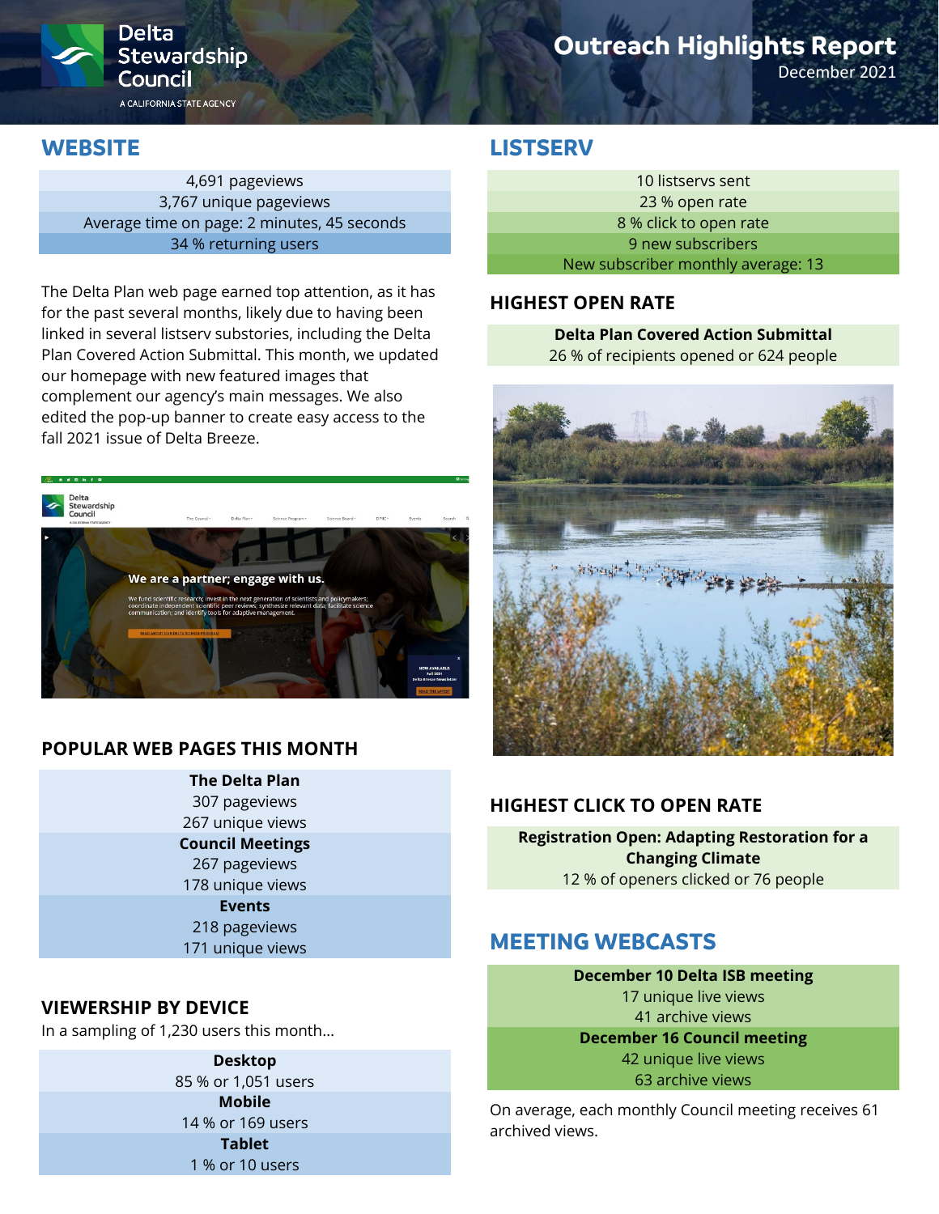Delta Stewardship Council

A CALIFORNIA STATE AGENCY

# Outreach Highlights Report

December 2021

## WEBSITE

| |
|---|
| 4,691 pageviews |
| 3,767 unique pageviews |
| Average time on page: 2 minutes, 45 seconds |
| 34 % returning users |

The Delta Plan web page earned top attention, as it has for the past several months, likely due to having been linked in several listserv substories, including the Delta Plan Covered Action Submittal. This month, we updated our homepage with new featured images that complement our agency's main messages. We also edited the pop-up banner to create easy access to the fall 2021 issue of Delta Breeze.

### POPULAR WEB PAGES THIS MONTH

| |
|---|
| **The Delta Plan** |
| 307 pageviews |
| 267 unique views |
| **Council Meetings** |
| 267 pageviews |
| 178 unique views |
| **Events** |
| 218 pageviews |
| 171 unique views |

### VIEWERSHIP BY DEVICE

In a sampling of 1,230 users this month...

| |
|---|
| **Desktop** |
| 85 % or 1,051 users |
| **Mobile** |
| 14 % or 169 users |
| **Tablet** |
| 1 % or 10 users |

## LISTSERV

| |
|---|
| 10 listservs sent |
| 23 % open rate |
| 8 % click to open rate |
| 9 new subscribers |
| New subscriber monthly average: 13 |

### HIGHEST OPEN RATE

**Delta Plan Covered Action Submittal**

26 % of recipients opened or 624 people

### HIGHEST CLICK TO OPEN RATE

**Registration Open: Adapting Restoration for a Changing Climate**

12 % of openers clicked or 76 people

## MEETING WEBCASTS

| |
|---|
| **December 10 Delta ISB meeting** |
| 17 unique live views |
| 41 archive views |
| **December 16 Council meeting** |
| 42 unique live views |
| 63 archive views |

On average, each monthly Council meeting receives 61 archived views.